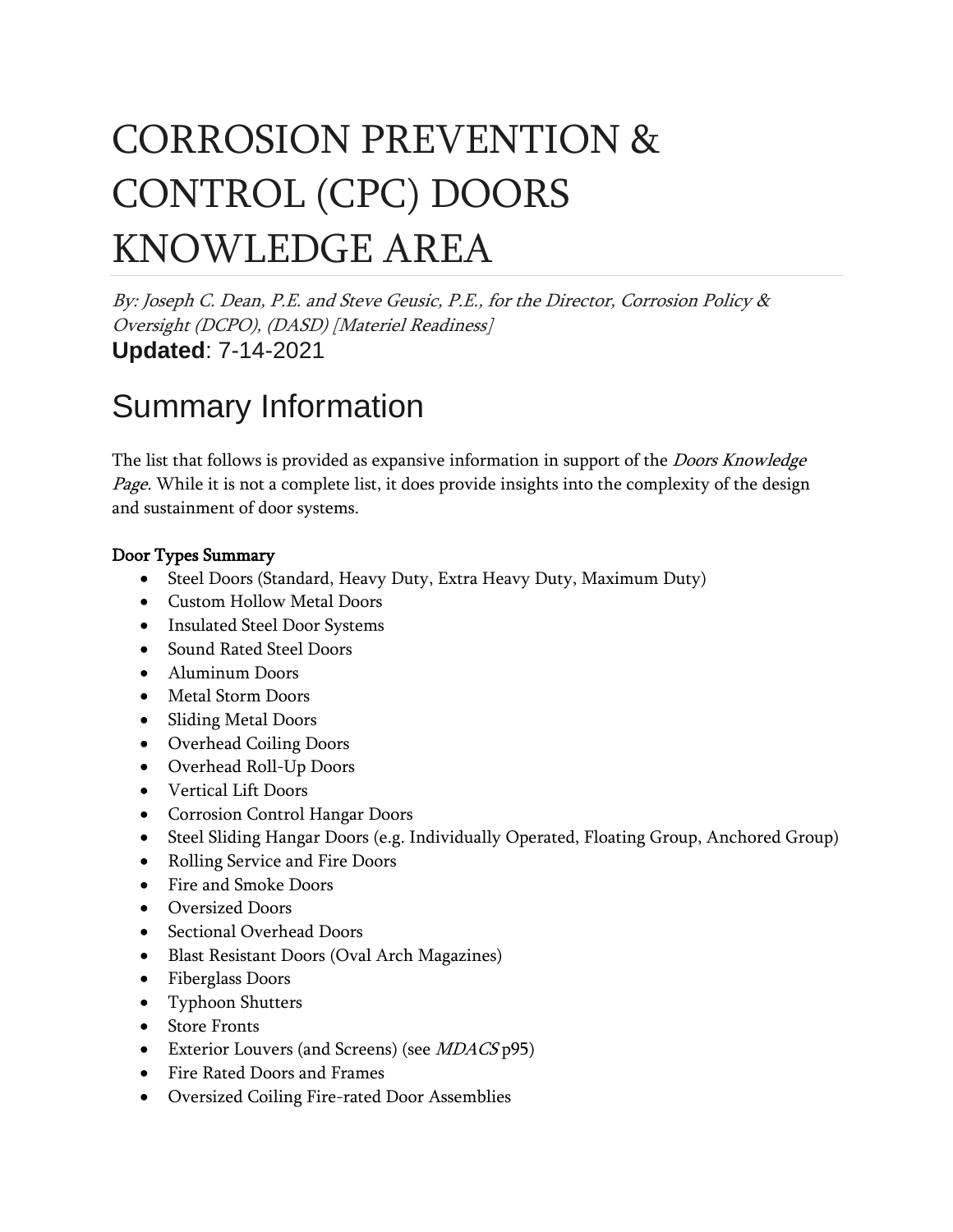# CORROSION PREVENTION & CONTROL (CPC) DOORS KNOWLEDGE AREA

*By: Joseph C. Dean, P.E. and Steve Geusic, P.E., for the Director, Corrosion Policy & Oversight (DCPO), (DASD) [Materiel Readiness]*

**Updated**: 7-14-2021

## Summary Information

The list that follows is provided as expansive information in support of the *Doors Knowledge Page*. While it is not a complete list, it does provide insights into the complexity of the design and sustainment of door systems.

**Door Types Summary**

- Steel Doors (Standard, Heavy Duty, Extra Heavy Duty, Maximum Duty)
- Custom Hollow Metal Doors
- Insulated Steel Door Systems
- Sound Rated Steel Doors
- Aluminum Doors
- Metal Storm Doors
- Sliding Metal Doors
- Overhead Coiling Doors
- Overhead Roll-Up Doors
- Vertical Lift Doors
- Corrosion Control Hangar Doors
- Steel Sliding Hangar Doors (e.g. Individually Operated, Floating Group, Anchored Group)
- Rolling Service and Fire Doors
- Fire and Smoke Doors
- Oversized Doors
- Sectional Overhead Doors
- Blast Resistant Doors (Oval Arch Magazines)
- Fiberglass Doors
- Typhoon Shutters
- Store Fronts
- Exterior Louvers (and Screens) (see *MDACS* p95)
- Fire Rated Doors and Frames
- Oversized Coiling Fire-rated Door Assemblies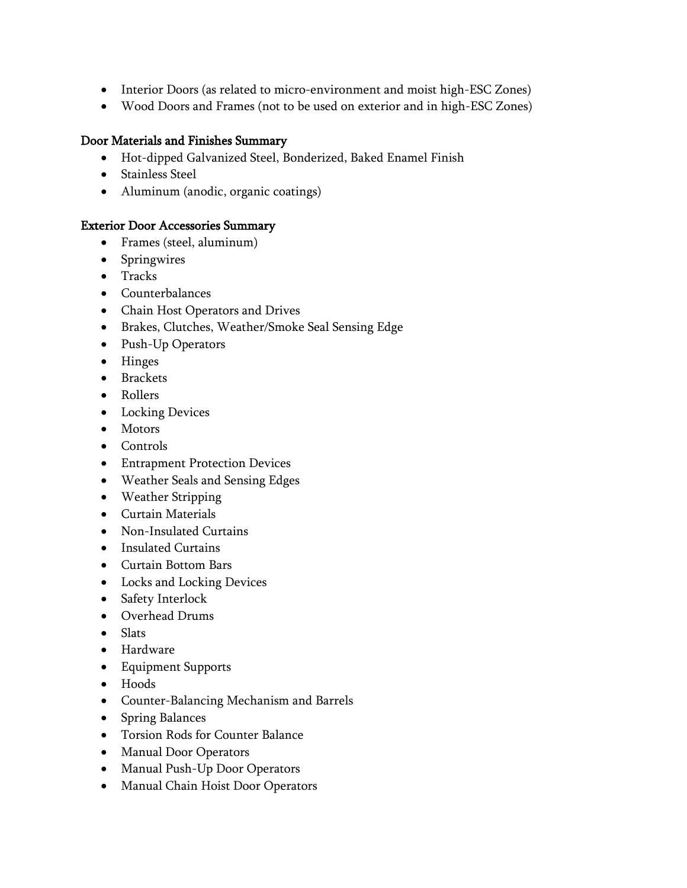- Interior Doors (as related to micro-environment and moist high-ESC Zones)
- Wood Doors and Frames (not to be used on exterior and in high-ESC Zones)

### Door Materials and Finishes Summary

- Hot-dipped Galvanized Steel, Bonderized, Baked Enamel Finish
- Stainless Steel
- Aluminum (anodic, organic coatings)

### Exterior Door Accessories Summary

- Frames (steel, aluminum)
- Springwires
- Tracks
- Counterbalances
- Chain Host Operators and Drives
- Brakes, Clutches, Weather/Smoke Seal Sensing Edge
- Push-Up Operators
- Hinges
- Brackets
- Rollers
- Locking Devices
- Motors
- Controls
- Entrapment Protection Devices
- Weather Seals and Sensing Edges
- Weather Stripping
- Curtain Materials
- Non-Insulated Curtains
- Insulated Curtains
- Curtain Bottom Bars
- Locks and Locking Devices
- Safety Interlock
- Overhead Drums
- Slats
- Hardware
- Equipment Supports
- Hoods
- Counter-Balancing Mechanism and Barrels
- Spring Balances
- Torsion Rods for Counter Balance
- Manual Door Operators
- Manual Push-Up Door Operators
- Manual Chain Hoist Door Operators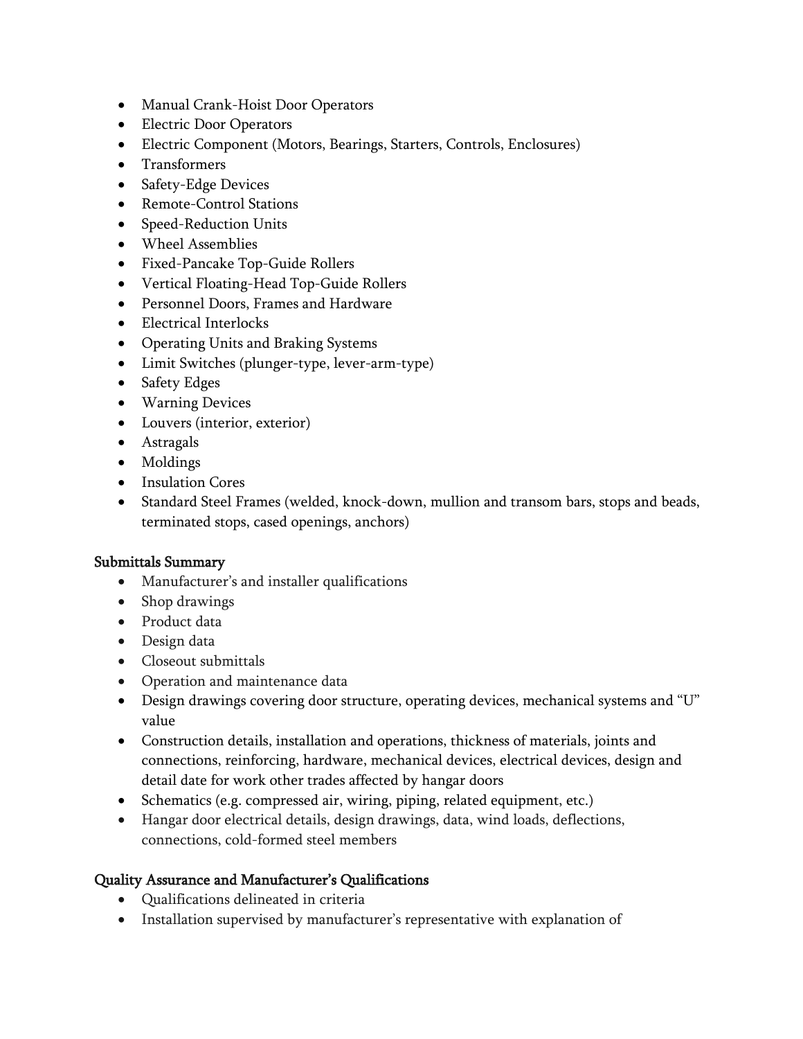- Manual Crank-Hoist Door Operators
- Electric Door Operators
- Electric Component (Motors, Bearings, Starters, Controls, Enclosures)
- Transformers
- Safety-Edge Devices
- Remote-Control Stations
- Speed-Reduction Units
- Wheel Assemblies
- Fixed-Pancake Top-Guide Rollers
- Vertical Floating-Head Top-Guide Rollers
- Personnel Doors, Frames and Hardware
- Electrical Interlocks
- Operating Units and Braking Systems
- Limit Switches (plunger-type, lever-arm-type)
- Safety Edges
- Warning Devices
- Louvers (interior, exterior)
- Astragals
- Moldings
- Insulation Cores
- Standard Steel Frames (welded, knock-down, mullion and transom bars, stops and beads, terminated stops, cased openings, anchors)

## Submittals Summary

- Manufacturer's and installer qualifications
- Shop drawings
- Product data
- Design data
- Closeout submittals
- Operation and maintenance data
- Design drawings covering door structure, operating devices, mechanical systems and "U" value
- Construction details, installation and operations, thickness of materials, joints and connections, reinforcing, hardware, mechanical devices, electrical devices, design and detail date for work other trades affected by hangar doors
- Schematics (e.g. compressed air, wiring, piping, related equipment, etc.)
- Hangar door electrical details, design drawings, data, wind loads, deflections, connections, cold-formed steel members

## Quality Assurance and Manufacturer's Qualifications

- Qualifications delineated in criteria
- Installation supervised by manufacturer's representative with explanation of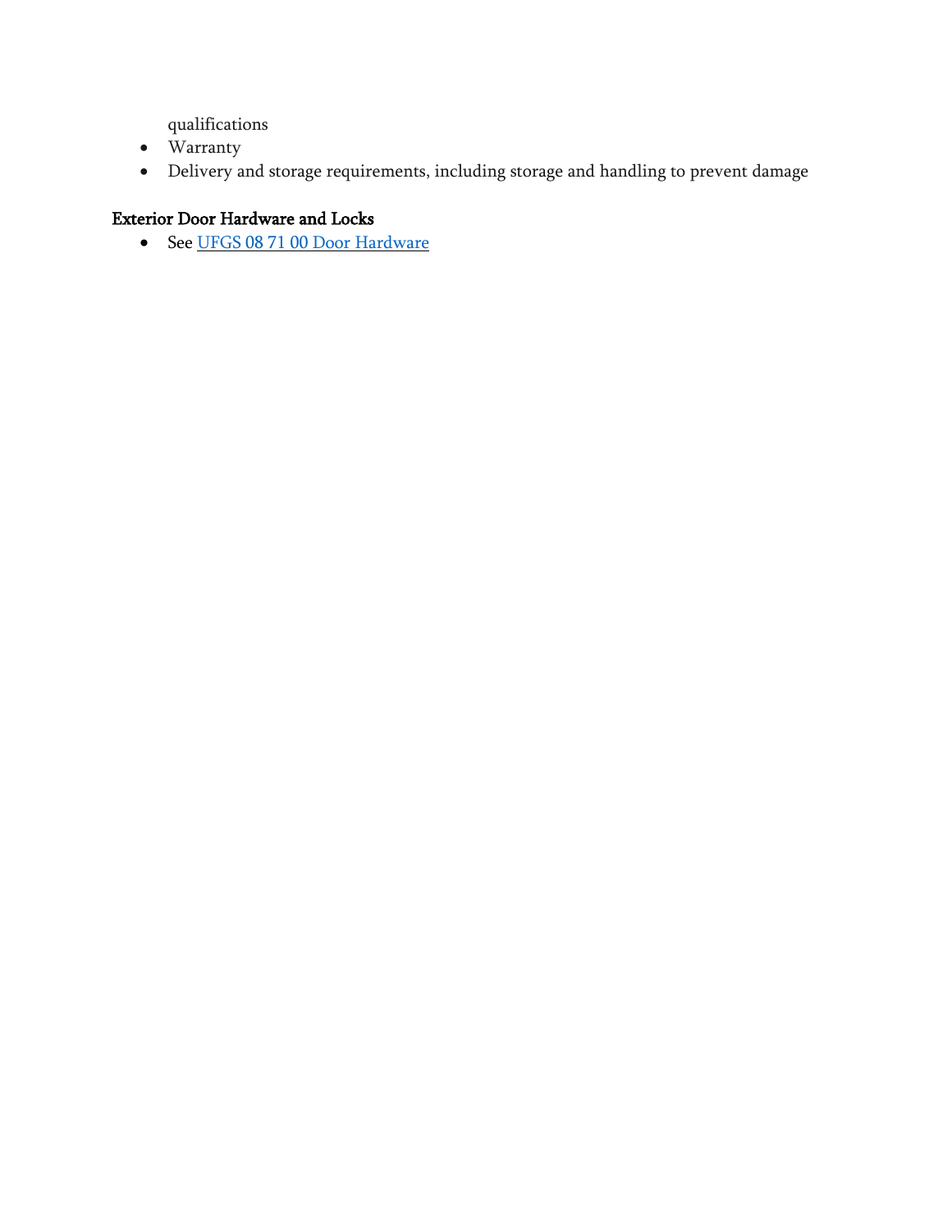qualifications

- Warranty
- Delivery and storage requirements, including storage and handling to prevent damage

### Exterior Door Hardware and Locks

- See [UFGS 08 71 00 Door Hardware]